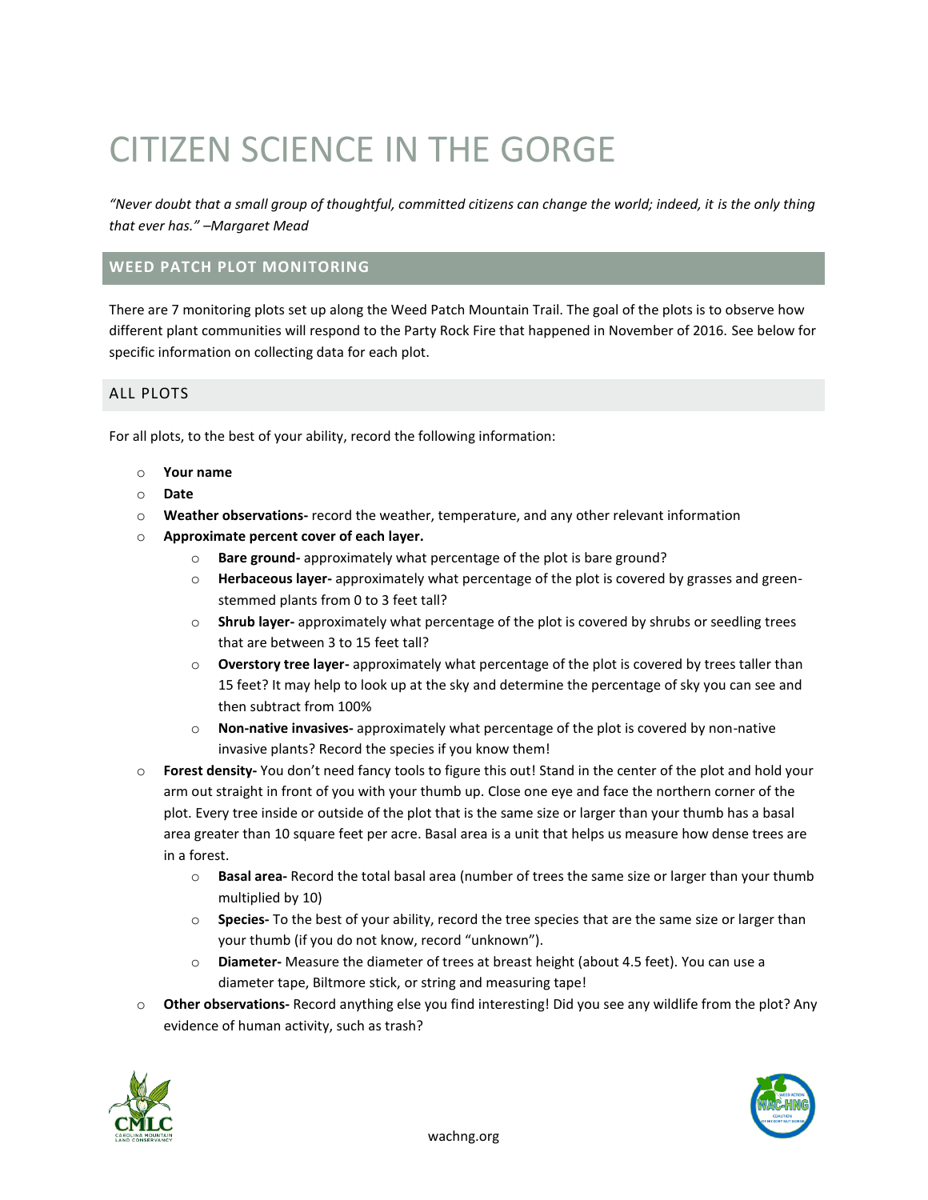# CITIZEN SCIENCE IN THE GORGE

*"Never doubt that a small group of thoughtful, committed citizens can change the world; indeed, it is the only thing that ever has." –Margaret Mead*

## WEED PATCH PLOT MONITORING

There are 7 monitoring plots set up along the Weed Patch Mountain Trail. The goal of the plots is to observe how different plant communities will respond to the Party Rock Fire that happened in November of 2016. See below for specific information on collecting data for each plot.

### ALL PLOTS

For all plots, to the best of your ability, record the following information:

- **Your name**
- **Date**
- **Weather observations-** record the weather, temperature, and any other relevant information
- **Approximate percent cover of each layer.**
  - **Bare ground-** approximately what percentage of the plot is bare ground?
  - **Herbaceous layer-** approximately what percentage of the plot is covered by grasses and green-stemmed plants from 0 to 3 feet tall?
  - **Shrub layer-** approximately what percentage of the plot is covered by shrubs or seedling trees that are between 3 to 15 feet tall?
  - **Overstory tree layer-** approximately what percentage of the plot is covered by trees taller than 15 feet? It may help to look up at the sky and determine the percentage of sky you can see and then subtract from 100%
  - **Non-native invasives-** approximately what percentage of the plot is covered by non-native invasive plants? Record the species if you know them!
- **Forest density-** You don't need fancy tools to figure this out! Stand in the center of the plot and hold your arm out straight in front of you with your thumb up. Close one eye and face the northern corner of the plot. Every tree inside or outside of the plot that is the same size or larger than your thumb has a basal area greater than 10 square feet per acre. Basal area is a unit that helps us measure how dense trees are in a forest.
  - **Basal area-** Record the total basal area (number of trees the same size or larger than your thumb multiplied by 10)
  - **Species-** To the best of your ability, record the tree species that are the same size or larger than your thumb (if you do not know, record "unknown").
  - **Diameter-** Measure the diameter of trees at breast height (about 4.5 feet). You can use a diameter tape, Biltmore stick, or string and measuring tape!
- **Other observations-** Record anything else you find interesting! Did you see any wildlife from the plot? Any evidence of human activity, such as trash?

wachng.org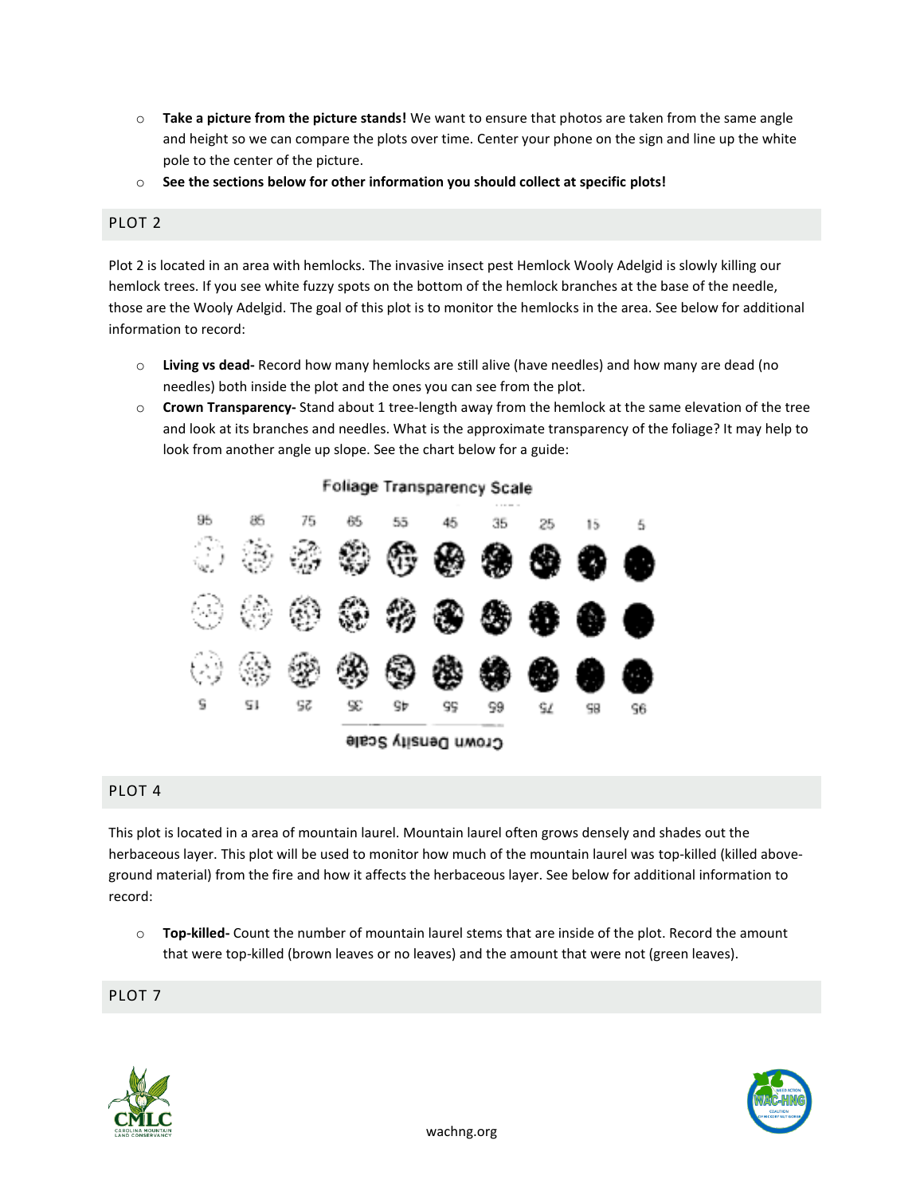- **Take a picture from the picture stands!** We want to ensure that photos are taken from the same angle and height so we can compare the plots over time. Center your phone on the sign and line up the white pole to the center of the picture.
- **See the sections below for other information you should collect at specific plots!**

## PLOT 2

Plot 2 is located in an area with hemlocks. The invasive insect pest Hemlock Wooly Adelgid is slowly killing our hemlock trees. If you see white fuzzy spots on the bottom of the hemlock branches at the base of the needle, those are the Wooly Adelgid. The goal of this plot is to monitor the hemlocks in the area. See below for additional information to record:

- **Living vs dead-** Record how many hemlocks are still alive (have needles) and how many are dead (no needles) both inside the plot and the ones you can see from the plot.
- **Crown Transparency-** Stand about 1 tree-length away from the hemlock at the same elevation of the tree and look at its branches and needles. What is the approximate transparency of the foliage? It may help to look from another angle up slope. See the chart below for a guide:

Foliage Transparency Scale

95 85 75 65 55 45 35 25 15 5

Crown Density Scale

## PLOT 4

This plot is located in a area of mountain laurel. Mountain laurel often grows densely and shades out the herbaceous layer. This plot will be used to monitor how much of the mountain laurel was top-killed (killed above-ground material) from the fire and how it affects the herbaceous layer. See below for additional information to record:

- **Top-killed-** Count the number of mountain laurel stems that are inside of the plot. Record the amount that were top-killed (brown leaves or no leaves) and the amount that were not (green leaves).

## PLOT 7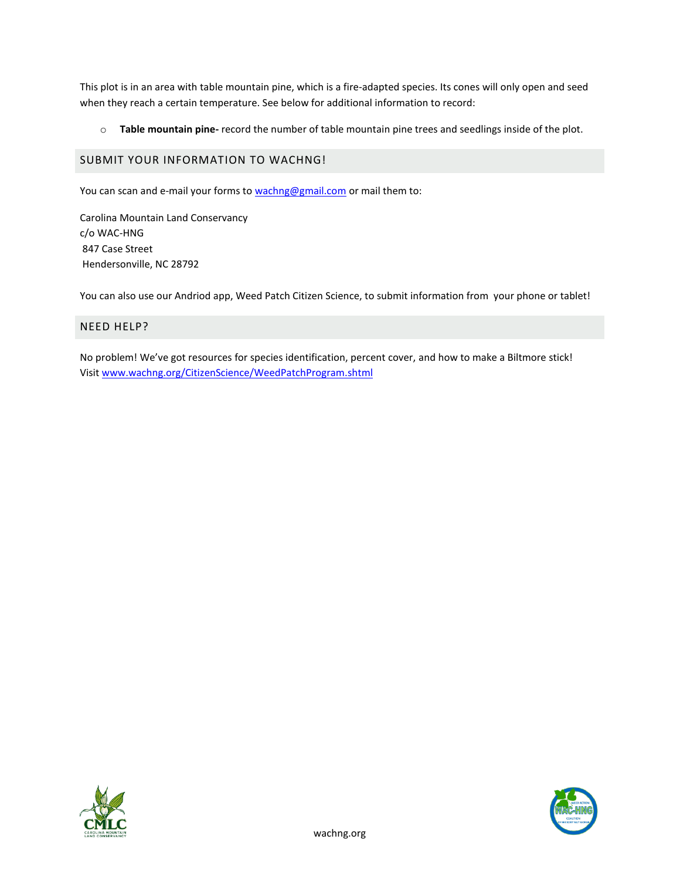This plot is in an area with table mountain pine, which is a fire-adapted species. Its cones will only open and seed when they reach a certain temperature. See below for additional information to record:

- **Table mountain pine-** record the number of table mountain pine trees and seedlings inside of the plot.

## SUBMIT YOUR INFORMATION TO WACHNG!

You can scan and e-mail your forms to wachng@gmail.com or mail them to:

Carolina Mountain Land Conservancy
c/o WAC-HNG
847 Case Street
Hendersonville, NC 28792

You can also use our Andriod app, Weed Patch Citizen Science, to submit information from your phone or tablet!

## NEED HELP?

No problem! We've got resources for species identification, percent cover, and how to make a Biltmore stick!
Visit www.wachng.org/CitizenScience/WeedPatchProgram.shtml